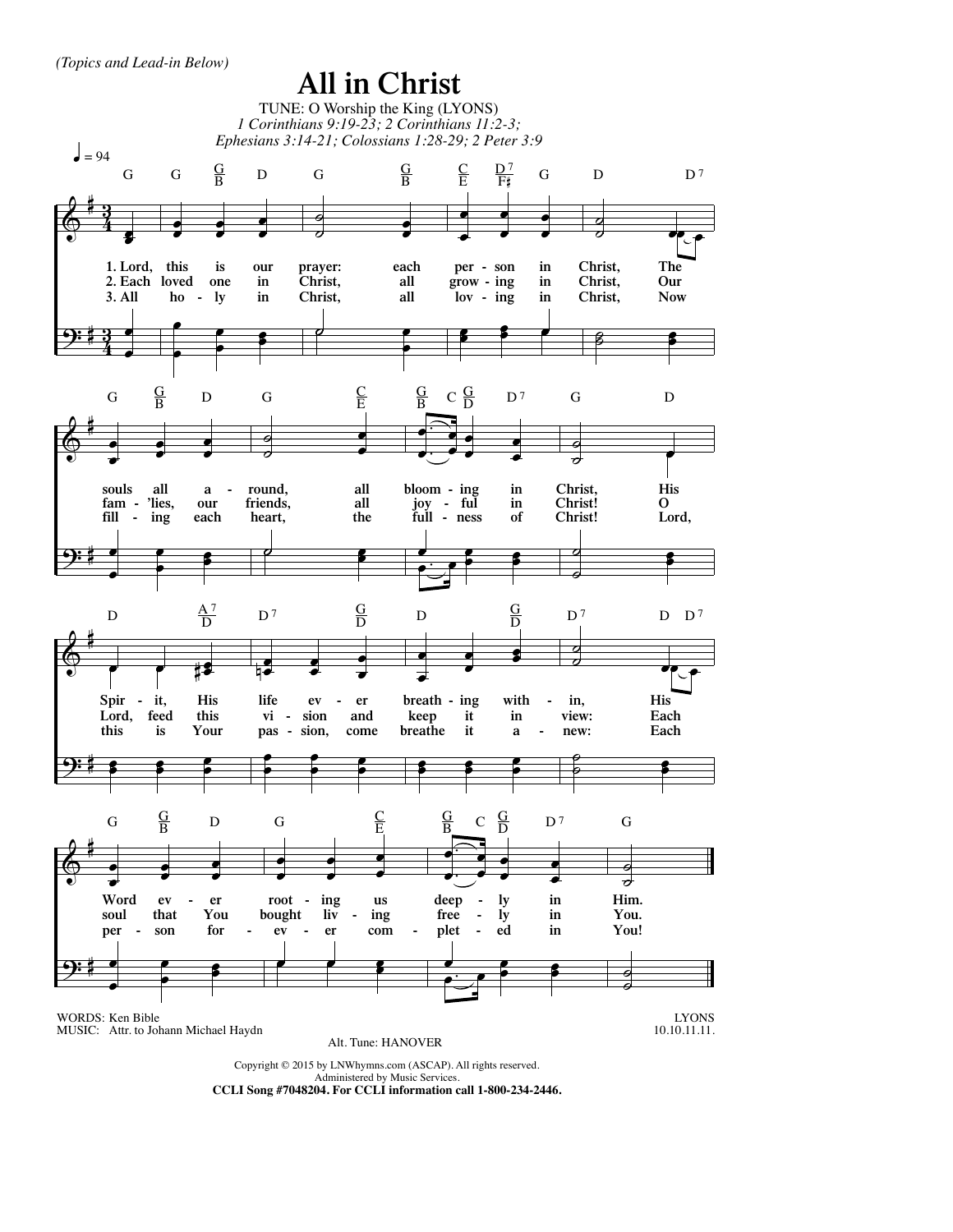*(Topics and Lead-in Below)*

# All in Christ

TUNE: O Worship the King (LYONS)

*1 Corinthians 9:19-23; 2 Corinthians 11:2-3; Ephesians 3:14-21; Colossians 1:28-29; 2 Peter 3:9*

♩ = 94

1. Lord, this is our prayer: each person in Christ, The souls all around, all blooming in Christ, His Spirit, His life ever breathing within, His Word ever rooting us deeply in Him.

2. Each loved one in Christ, all growing in Christ, Our fam'lies, our friends, all joyful in Christ! O Lord, feed this vision and keep it in view: Each soul that You bought living freely in You.

3. All holy in Christ, all loving in Christ, Now filling each heart, the fullness of Christ! Lord, this is Your passion, come breathe it anew: Each person forever completed in You!

WORDS: Ken Bible
MUSIC: Attr. to Johann Michael Haydn

LYONS
10.10.11.11.

Alt. Tune: HANOVER

Copyright © 2015 by LNWhymns.com (ASCAP). All rights reserved.
Administered by Music Services.
**CCLI Song #7048204. For CCLI information call 1-800-234-2446.**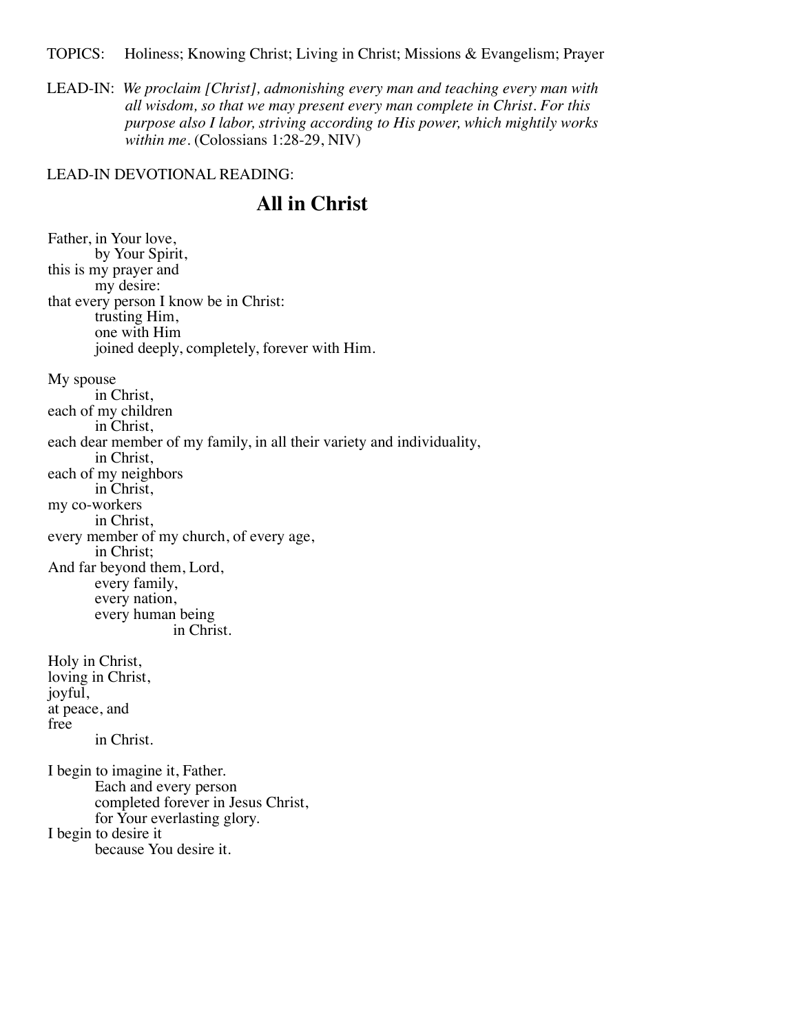TOPICS: Holiness; Knowing Christ; Living in Christ; Missions & Evangelism; Prayer

LEAD-IN: *We proclaim [Christ], admonishing every man and teaching every man with all wisdom, so that we may present every man complete in Christ. For this purpose also I labor, striving according to His power, which mightily works within me.* (Colossians 1:28-29, NIV)

LEAD-IN DEVOTIONAL READING:

## All in Christ

Father, in Your love,
by Your Spirit,
this is my prayer and
my desire:
that every person I know be in Christ:
trusting Him,
one with Him
joined deeply, completely, forever with Him.

My spouse
in Christ,
each of my children
in Christ,
each dear member of my family, in all their variety and individuality,
in Christ,
each of my neighbors
in Christ,
my co-workers
in Christ,
every member of my church, of every age,
in Christ;
And far beyond them, Lord,
every family,
every nation,
every human being
in Christ.

Holy in Christ,
loving in Christ,
joyful,
at peace, and
free
in Christ.

I begin to imagine it, Father.
Each and every person
completed forever in Jesus Christ,
for Your everlasting glory.
I begin to desire it
because You desire it.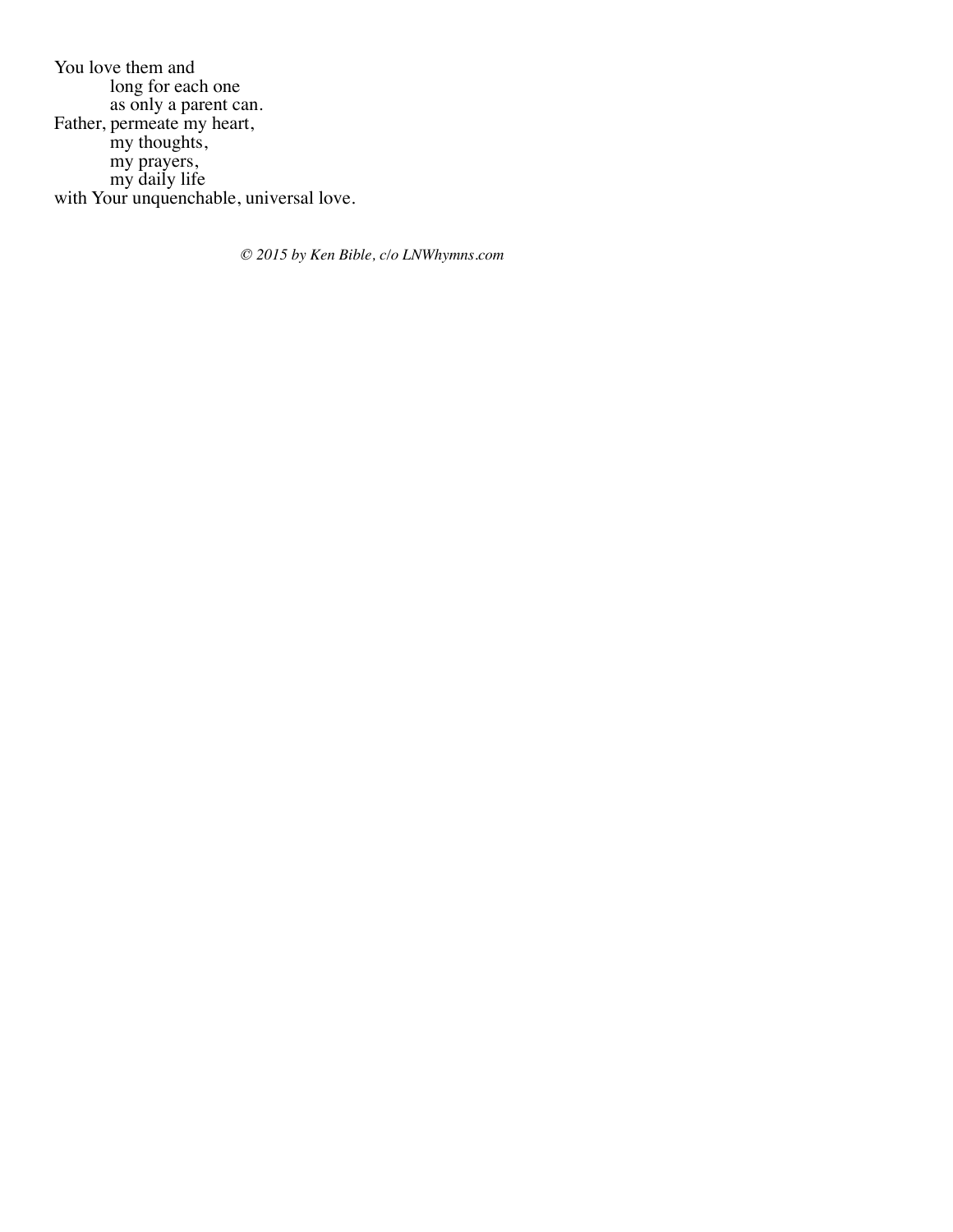You love them and
&emsp;&emsp;long for each one
&emsp;&emsp;as only a parent can.
Father, permeate my heart,
&emsp;&emsp;my thoughts,
&emsp;&emsp;my prayers,
&emsp;&emsp;my daily life
with Your unquenchable, universal love.

*© 2015 by Ken Bible, c/o LNWhymns.com*